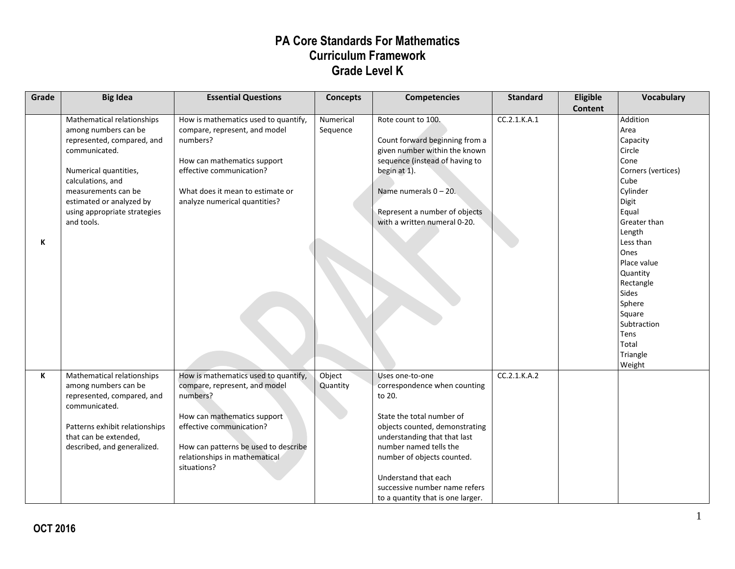# PA Core Standards For Mathematics
## Curriculum Framework
## Grade Level K

| Grade | Big Idea | Essential Questions | Concepts | Competencies | Standard | Eligible Content | Vocabulary |
|---|---|---|---|---|---|---|---|
| K | Mathematical relationships among numbers can be represented, compared, and communicated.<br><br>Numerical quantities, calculations, and measurements can be estimated or analyzed by using appropriate strategies and tools. | How is mathematics used to quantify, compare, represent, and model numbers?<br><br>How can mathematics support effective communication?<br><br>What does it mean to estimate or analyze numerical quantities? | Numerical Sequence | Rote count to 100.<br><br>Count forward beginning from a given number within the known sequence (instead of having to begin at 1).<br><br>Name numerals 0 – 20.<br><br>Represent a number of objects with a written numeral 0-20. | CC.2.1.K.A.1 | | Addition<br>Area<br>Capacity<br>Circle<br>Cone<br>Corners (vertices)<br>Cube<br>Cylinder<br>Digit<br>Equal<br>Greater than<br>Length<br>Less than<br>Ones<br>Place value<br>Quantity<br>Rectangle<br>Sides<br>Sphere<br>Square<br>Subtraction<br>Tens<br>Total<br>Triangle<br>Weight |
| K | Mathematical relationships among numbers can be represented, compared, and communicated.<br><br>Patterns exhibit relationships that can be extended, described, and generalized. | How is mathematics used to quantify, compare, represent, and model numbers?<br><br>How can mathematics support effective communication?<br><br>How can patterns be used to describe relationships in mathematical situations? | Object Quantity | Uses one-to-one correspondence when counting to 20.<br><br>State the total number of objects counted, demonstrating understanding that that last number named tells the number of objects counted.<br><br>Understand that each successive number name refers to a quantity that is one larger. | CC.2.1.K.A.2 | | |

**OCT 2016**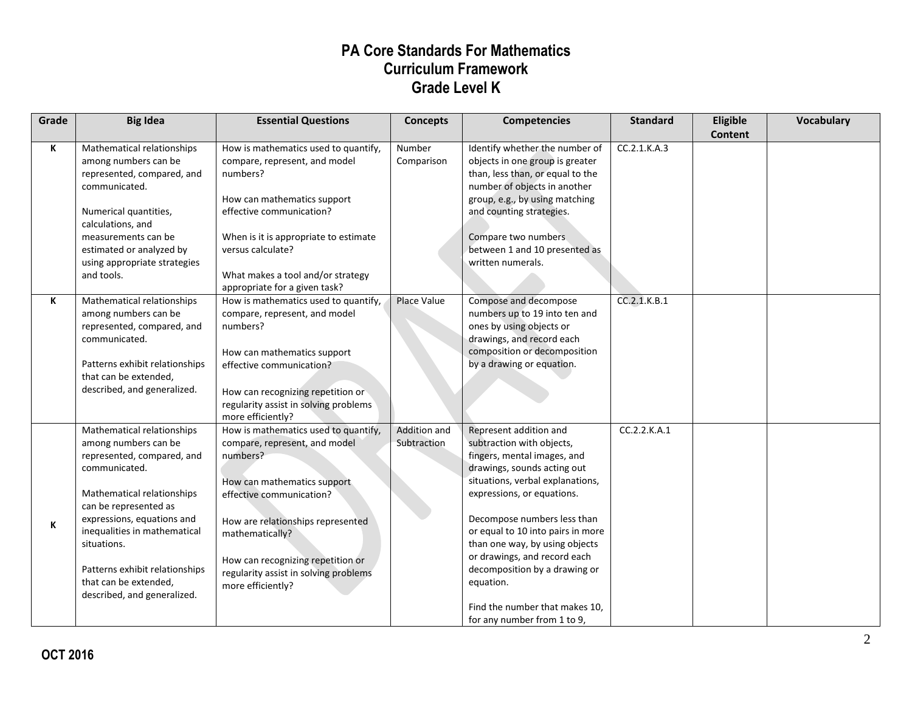# PA Core Standards For Mathematics
# Curriculum Framework
# Grade Level K

| Grade | Big Idea | Essential Questions | Concepts | Competencies | Standard | Eligible Content | Vocabulary |
|---|---|---|---|---|---|---|---|
| K | Mathematical relationships among numbers can be represented, compared, and communicated.<br><br>Numerical quantities, calculations, and measurements can be estimated or analyzed by using appropriate strategies and tools. | How is mathematics used to quantify, compare, represent, and model numbers?<br><br>How can mathematics support effective communication?<br><br>When is it is appropriate to estimate versus calculate?<br><br>What makes a tool and/or strategy appropriate for a given task? | Number Comparison | Identify whether the number of objects in one group is greater than, less than, or equal to the number of objects in another group, e.g., by using matching and counting strategies.<br><br>Compare two numbers between 1 and 10 presented as written numerals. | CC.2.1.K.A.3 | | |
| K | Mathematical relationships among numbers can be represented, compared, and communicated.<br><br>Patterns exhibit relationships that can be extended, described, and generalized. | How is mathematics used to quantify, compare, represent, and model numbers?<br><br>How can mathematics support effective communication?<br><br>How can recognizing repetition or regularity assist in solving problems more efficiently? | Place Value | Compose and decompose numbers up to 19 into ten and ones by using objects or drawings, and record each composition or decomposition by a drawing or equation. | CC.2.1.K.B.1 | | |
| K | Mathematical relationships among numbers can be represented, compared, and communicated.<br><br>Mathematical relationships can be represented as expressions, equations and inequalities in mathematical situations.<br><br>Patterns exhibit relationships that can be extended, described, and generalized. | How is mathematics used to quantify, compare, represent, and model numbers?<br><br>How can mathematics support effective communication?<br><br>How are relationships represented mathematically?<br><br>How can recognizing repetition or regularity assist in solving problems more efficiently? | Addition and Subtraction | Represent addition and subtraction with objects, fingers, mental images, and drawings, sounds acting out situations, verbal explanations, expressions, or equations.<br><br>Decompose numbers less than or equal to 10 into pairs in more than one way, by using objects or drawings, and record each decomposition by a drawing or equation.<br><br>Find the number that makes 10, for any number from 1 to 9, | CC.2.2.K.A.1 | | |

OCT 2016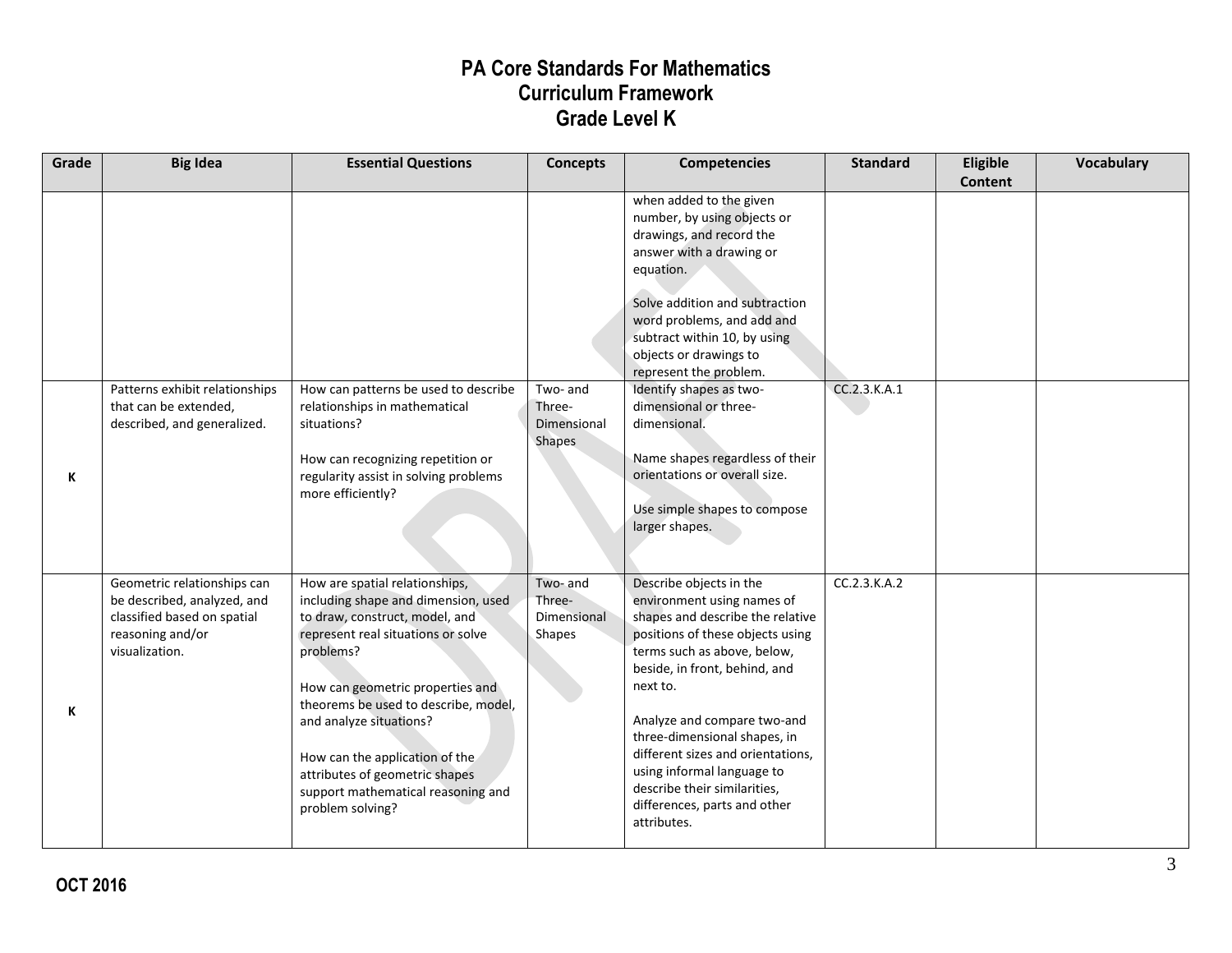# PA Core Standards For Mathematics
## Curriculum Framework
## Grade Level K

| Grade | Big Idea | Essential Questions | Concepts | Competencies | Standard | Eligible Content | Vocabulary |
|---|---|---|---|---|---|---|---|
| | | | | when added to the given number, by using objects or drawings, and record the answer with a drawing or equation.<br><br>Solve addition and subtraction word problems, and add and subtract within 10, by using objects or drawings to represent the problem. | | | |
| K | Patterns exhibit relationships that can be extended, described, and generalized. | How can patterns be used to describe relationships in mathematical situations?<br><br>How can recognizing repetition or regularity assist in solving problems more efficiently? | Two- and Three-Dimensional Shapes | Identify shapes as two-dimensional or three-dimensional.<br><br>Name shapes regardless of their orientations or overall size.<br><br>Use simple shapes to compose larger shapes. | CC.2.3.K.A.1 | | |
| K | Geometric relationships can be described, analyzed, and classified based on spatial reasoning and/or visualization. | How are spatial relationships, including shape and dimension, used to draw, construct, model, and represent real situations or solve problems?<br><br>How can geometric properties and theorems be used to describe, model, and analyze situations?<br><br>How can the application of the attributes of geometric shapes support mathematical reasoning and problem solving? | Two- and Three-Dimensional Shapes | Describe objects in the environment using names of shapes and describe the relative positions of these objects using terms such as above, below, beside, in front, behind, and next to.<br><br>Analyze and compare two-and three-dimensional shapes, in different sizes and orientations, using informal language to describe their similarities, differences, parts and other attributes. | CC.2.3.K.A.2 | | |

**OCT 2016**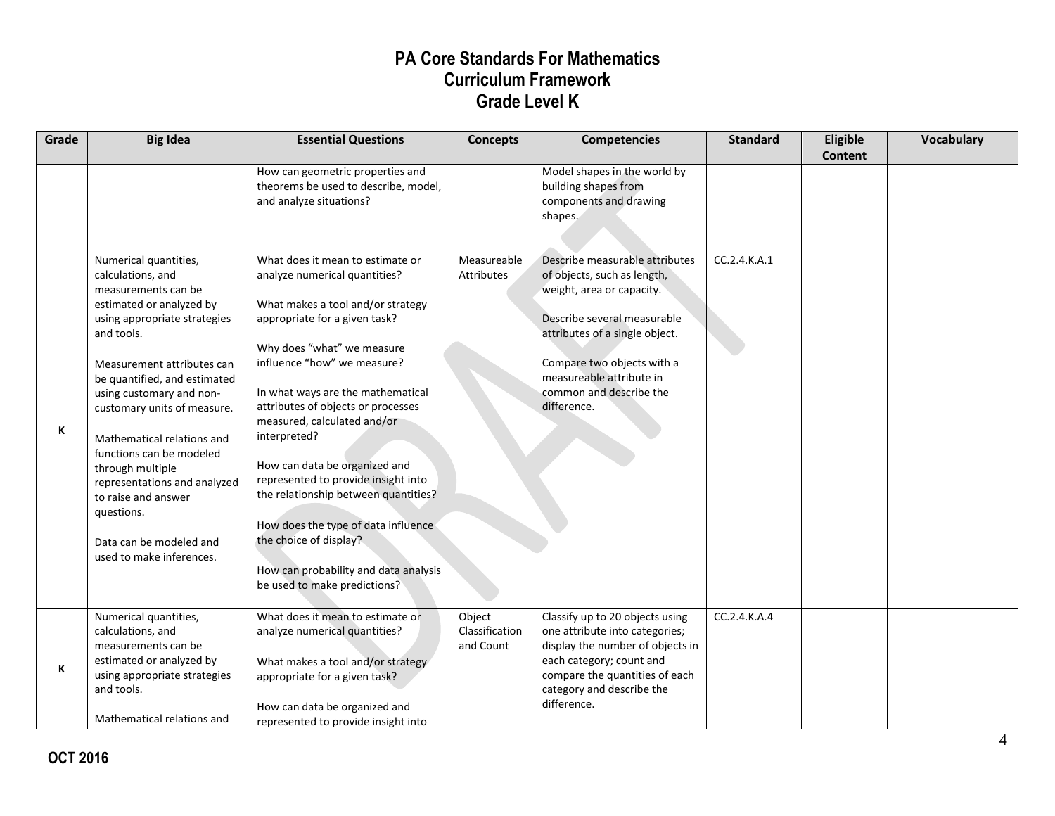# PA Core Standards For Mathematics
## Curriculum Framework
## Grade Level K

| Grade | Big Idea | Essential Questions | Concepts | Competencies | Standard | Eligible Content | Vocabulary |
|---|---|---|---|---|---|---|---|
| | | How can geometric properties and theorems be used to describe, model, and analyze situations? | | Model shapes in the world by building shapes from components and drawing shapes. | | | |
| K | Numerical quantities, calculations, and measurements can be estimated or analyzed by using appropriate strategies and tools.<br><br>Measurement attributes can be quantified, and estimated using customary and non-customary units of measure.<br><br>Mathematical relations and functions can be modeled through multiple representations and analyzed to raise and answer questions.<br><br>Data can be modeled and used to make inferences. | What does it mean to estimate or analyze numerical quantities?<br><br>What makes a tool and/or strategy appropriate for a given task?<br><br>Why does "what" we measure influence "how" we measure?<br><br>In what ways are the mathematical attributes of objects or processes measured, calculated and/or interpreted?<br><br>How can data be organized and represented to provide insight into the relationship between quantities?<br><br>How does the type of data influence the choice of display?<br><br>How can probability and data analysis be used to make predictions? | Measureable Attributes | Describe measurable attributes of objects, such as length, weight, area or capacity.<br><br>Describe several measurable attributes of a single object.<br><br>Compare two objects with a measureable attribute in common and describe the difference. | CC.2.4.K.A.1 | | |
| K | Numerical quantities, calculations, and measurements can be estimated or analyzed by using appropriate strategies and tools.<br><br>Mathematical relations and | What does it mean to estimate or analyze numerical quantities?<br><br>What makes a tool and/or strategy appropriate for a given task?<br><br>How can data be organized and represented to provide insight into | Object Classification and Count | Classify up to 20 objects using one attribute into categories; display the number of objects in each category; count and compare the quantities of each category and describe the difference. | CC.2.4.K.A.4 | | |

OCT 2016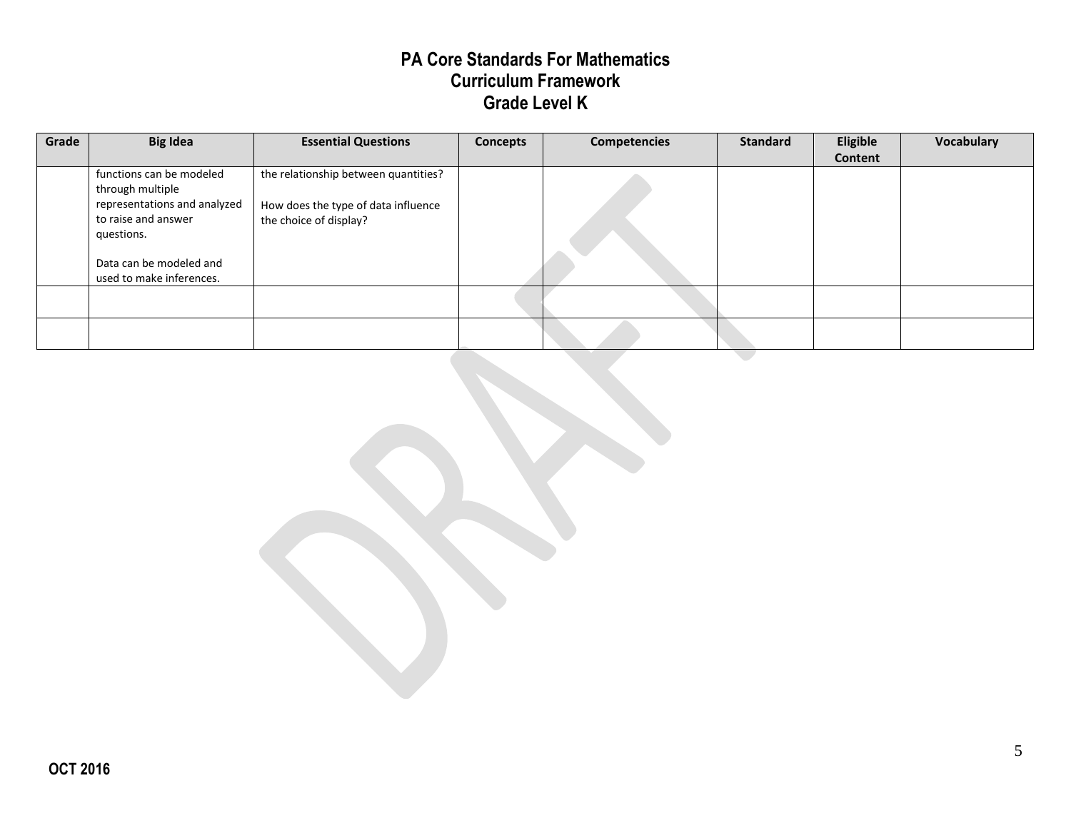# PA Core Standards For Mathematics
## Curriculum Framework
## Grade Level K

| Grade | Big Idea | Essential Questions | Concepts | Competencies | Standard | Eligible Content | Vocabulary |
|---|---|---|---|---|---|---|---|
| | functions can be modeled through multiple representations and analyzed to raise and answer questions.<br><br>Data can be modeled and used to make inferences. | the relationship between quantities?<br><br>How does the type of data influence the choice of display? | | | | | |
| | | | | | | | |
| | | | | | | | |

**OCT 2016**